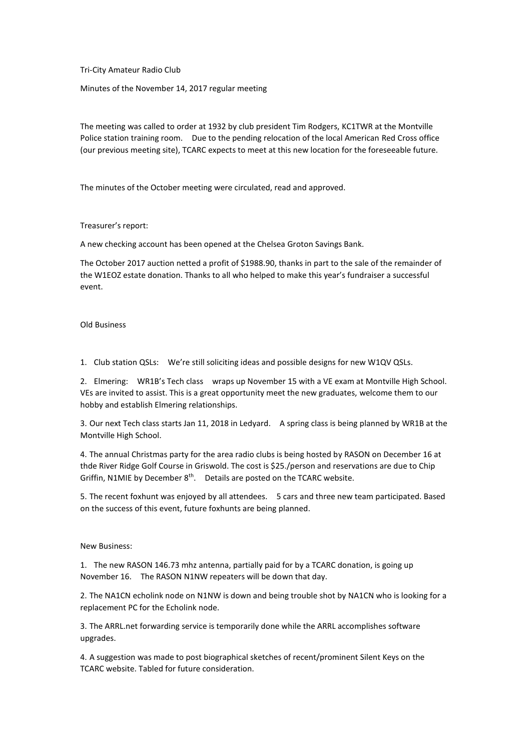Tri-City Amateur Radio Club

Minutes of the November 14, 2017 regular meeting

The meeting was called to order at 1932 by club president Tim Rodgers, KC1TWR at the Montville Police station training room. Due to the pending relocation of the local American Red Cross office (our previous meeting site), TCARC expects to meet at this new location for the foreseeable future.

The minutes of the October meeting were circulated, read and approved.

Treasurer's report:

A new checking account has been opened at the Chelsea Groton Savings Bank.

The October 2017 auction netted a profit of $1988.90, thanks in part to the sale of the remainder of the W1EOZ estate donation. Thanks to all who helped to make this year's fundraiser a successful event.

Old Business

1. Club station QSLs: We're still soliciting ideas and possible designs for new W1QV QSLs.

2. Elmering: WR1B's Tech class wraps up November 15 with a VE exam at Montville High School. VEs are invited to assist. This is a great opportunity meet the new graduates, welcome them to our hobby and establish Elmering relationships.

3. Our next Tech class starts Jan 11, 2018 in Ledyard. A spring class is being planned by WR1B at the Montville High School.

4. The annual Christmas party for the area radio clubs is being hosted by RASON on December 16 at thde River Ridge Golf Course in Griswold. The cost is $25./person and reservations are due to Chip Griffin, N1MIE by December 8th. Details are posted on the TCARC website.

5. The recent foxhunt was enjoyed by all attendees. 5 cars and three new team participated. Based on the success of this event, future foxhunts are being planned.

New Business:

1. The new RASON 146.73 mhz antenna, partially paid for by a TCARC donation, is going up November 16. The RASON N1NW repeaters will be down that day.

2. The NA1CN echolink node on N1NW is down and being trouble shot by NA1CN who is looking for a replacement PC for the Echolink node.

3. The ARRL.net forwarding service is temporarily done while the ARRL accomplishes software upgrades.

4. A suggestion was made to post biographical sketches of recent/prominent Silent Keys on the TCARC website. Tabled for future consideration.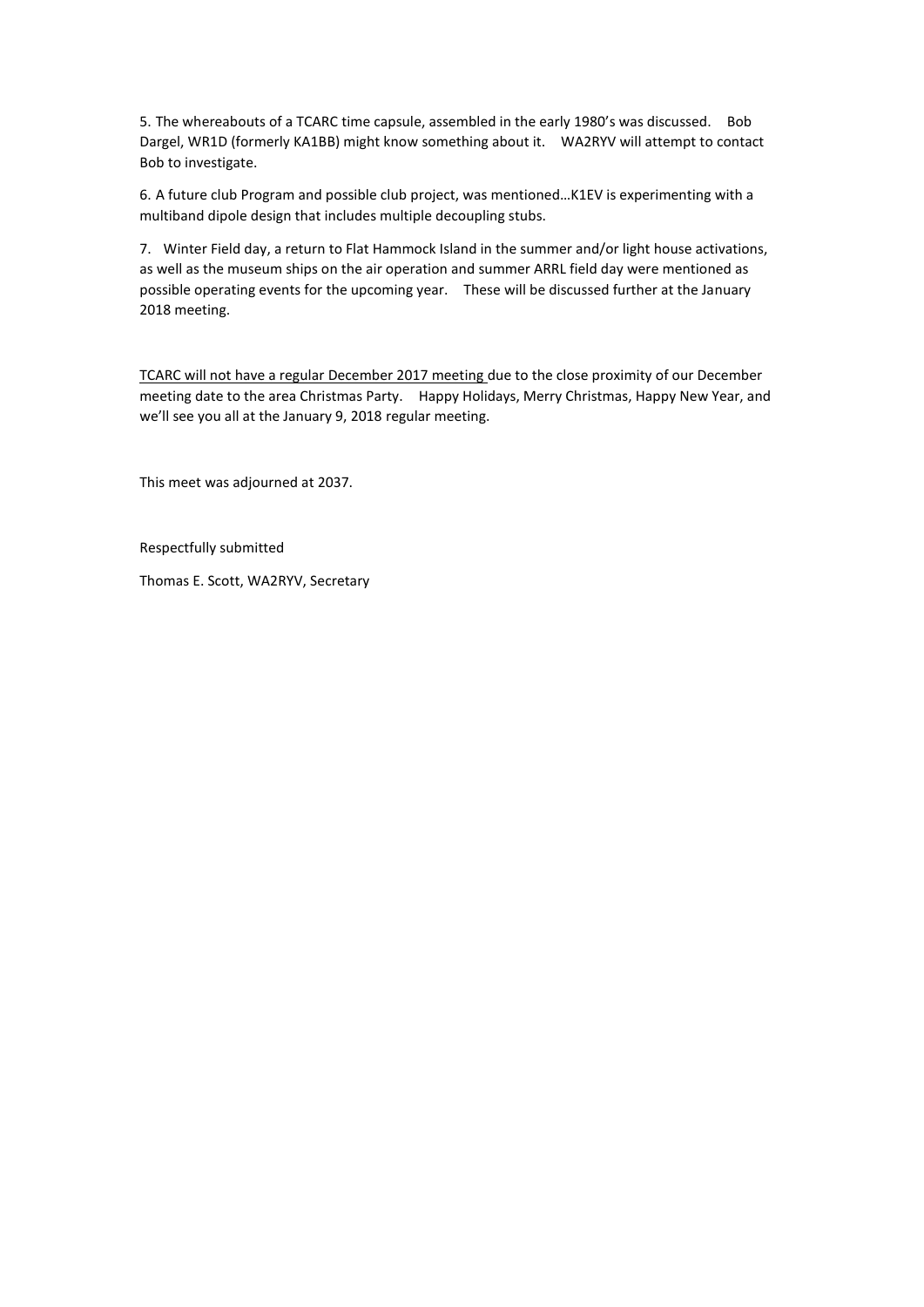5. The whereabouts of a TCARC time capsule, assembled in the early 1980's was discussed. Bob Dargel, WR1D (formerly KA1BB) might know something about it. WA2RYV will attempt to contact Bob to investigate.

6. A future club Program and possible club project, was mentioned…K1EV is experimenting with a multiband dipole design that includes multiple decoupling stubs.

7. Winter Field day, a return to Flat Hammock Island in the summer and/or light house activations, as well as the museum ships on the air operation and summer ARRL field day were mentioned as possible operating events for the upcoming year. These will be discussed further at the January 2018 meeting.

<u>TCARC will not have a regular December 2017 meeting</u> due to the close proximity of our December meeting date to the area Christmas Party. Happy Holidays, Merry Christmas, Happy New Year, and we'll see you all at the January 9, 2018 regular meeting.

This meet was adjourned at 2037.

Respectfully submitted

Thomas E. Scott, WA2RYV, Secretary